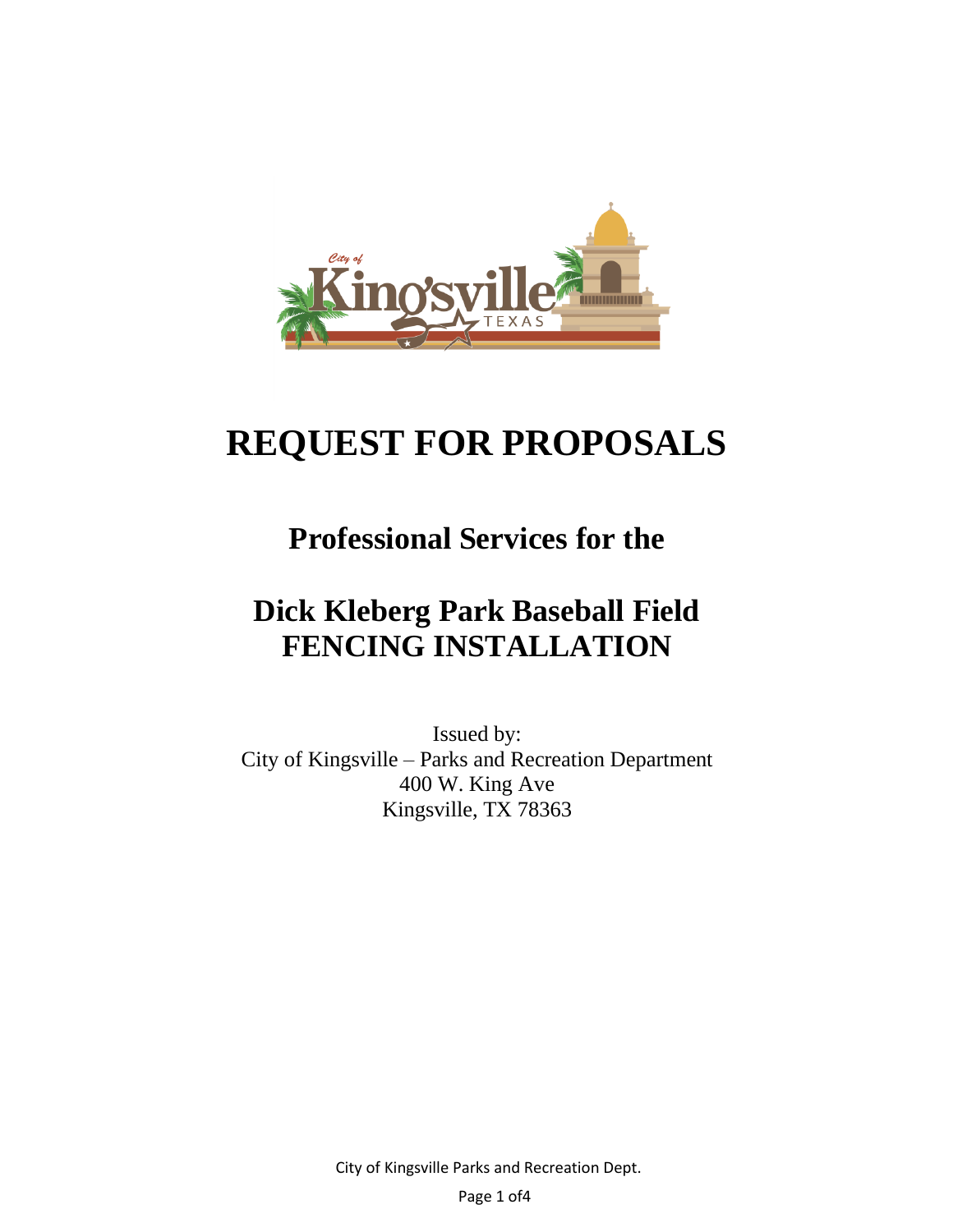# REQUEST FOR PROPOSALS

## Professional Services for the

## Dick Kleberg Park Baseball Field FENCING INSTALLATION

Issued by:
City of Kingsville – Parks and Recreation Department
400 W. King Ave
Kingsville, TX 78363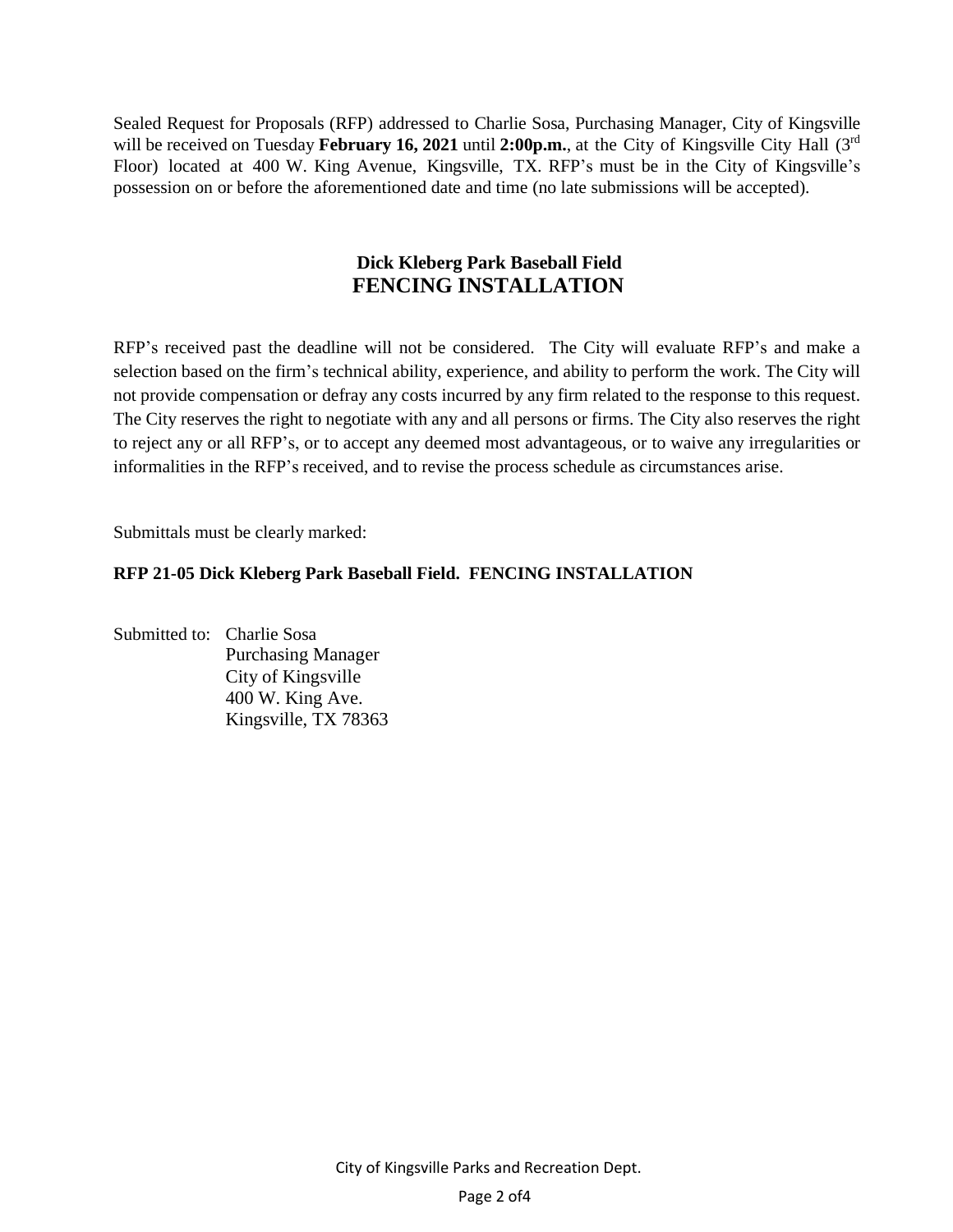Sealed Request for Proposals (RFP) addressed to Charlie Sosa, Purchasing Manager, City of Kingsville will be received on Tuesday **February 16, 2021** until **2:00p.m.**, at the City of Kingsville City Hall (3rd Floor) located at 400 W. King Avenue, Kingsville, TX. RFP's must be in the City of Kingsville's possession on or before the aforementioned date and time (no late submissions will be accepted).

## Dick Kleberg Park Baseball Field
## FENCING INSTALLATION

RFP's received past the deadline will not be considered. The City will evaluate RFP's and make a selection based on the firm's technical ability, experience, and ability to perform the work. The City will not provide compensation or defray any costs incurred by any firm related to the response to this request. The City reserves the right to negotiate with any and all persons or firms. The City also reserves the right to reject any or all RFP's, or to accept any deemed most advantageous, or to waive any irregularities or informalities in the RFP's received, and to revise the process schedule as circumstances arise.

Submittals must be clearly marked:

**RFP 21-05 Dick Kleberg Park Baseball Field. FENCING INSTALLATION**

Submitted to: Charlie Sosa
Purchasing Manager
City of Kingsville
400 W. King Ave.
Kingsville, TX 78363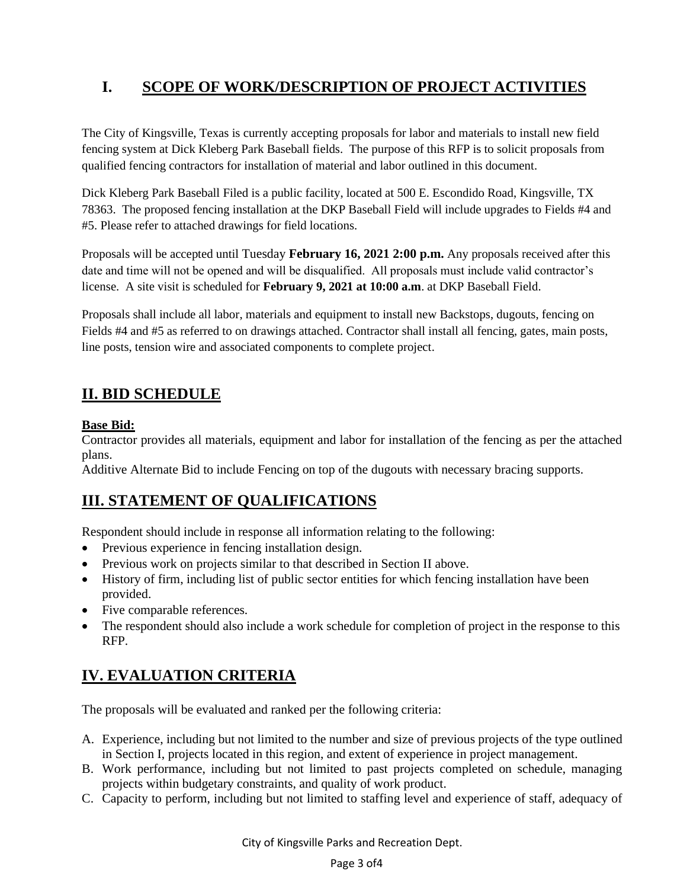## I. SCOPE OF WORK/DESCRIPTION OF PROJECT ACTIVITIES

The City of Kingsville, Texas is currently accepting proposals for labor and materials to install new field fencing system at Dick Kleberg Park Baseball fields. The purpose of this RFP is to solicit proposals from qualified fencing contractors for installation of material and labor outlined in this document.

Dick Kleberg Park Baseball Filed is a public facility, located at 500 E. Escondido Road, Kingsville, TX 78363. The proposed fencing installation at the DKP Baseball Field will include upgrades to Fields #4 and #5. Please refer to attached drawings for field locations.

Proposals will be accepted until Tuesday **February 16, 2021 2:00 p.m.** Any proposals received after this date and time will not be opened and will be disqualified. All proposals must include valid contractor's license. A site visit is scheduled for **February 9, 2021 at 10:00 a.m**. at DKP Baseball Field.

Proposals shall include all labor, materials and equipment to install new Backstops, dugouts, fencing on Fields #4 and #5 as referred to on drawings attached. Contractor shall install all fencing, gates, main posts, line posts, tension wire and associated components to complete project.

## II. BID SCHEDULE

**Base Bid:**

Contractor provides all materials, equipment and labor for installation of the fencing as per the attached plans.

Additive Alternate Bid to include Fencing on top of the dugouts with necessary bracing supports.

## III. STATEMENT OF QUALIFICATIONS

Respondent should include in response all information relating to the following:

- Previous experience in fencing installation design.
- Previous work on projects similar to that described in Section II above.
- History of firm, including list of public sector entities for which fencing installation have been provided.
- Five comparable references.
- The respondent should also include a work schedule for completion of project in the response to this RFP.

## IV. EVALUATION CRITERIA

The proposals will be evaluated and ranked per the following criteria:

A. Experience, including but not limited to the number and size of previous projects of the type outlined in Section I, projects located in this region, and extent of experience in project management.
B. Work performance, including but not limited to past projects completed on schedule, managing projects within budgetary constraints, and quality of work product.
C. Capacity to perform, including but not limited to staffing level and experience of staff, adequacy of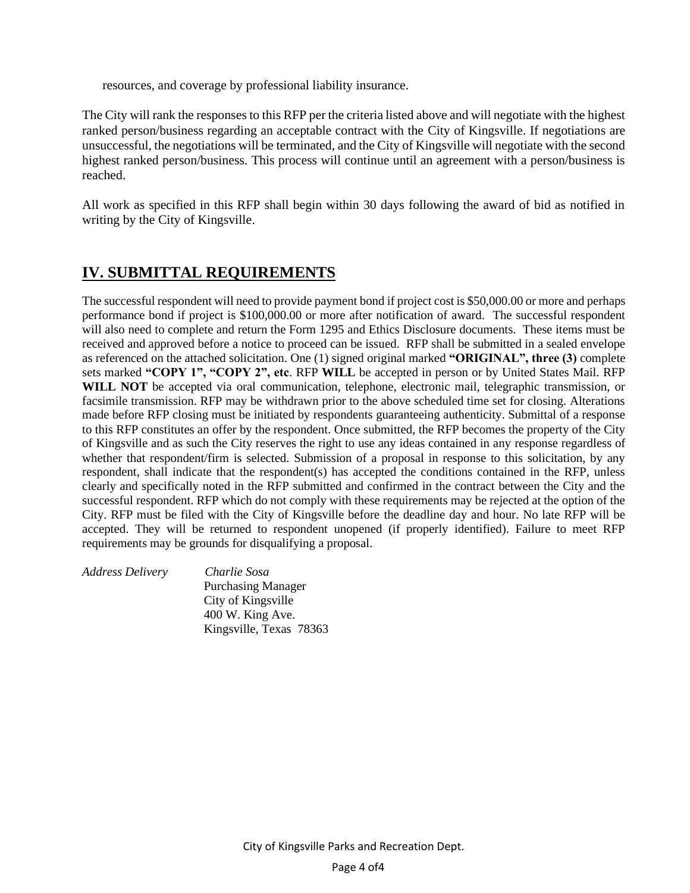resources, and coverage by professional liability insurance.

The City will rank the responses to this RFP per the criteria listed above and will negotiate with the highest ranked person/business regarding an acceptable contract with the City of Kingsville. If negotiations are unsuccessful, the negotiations will be terminated, and the City of Kingsville will negotiate with the second highest ranked person/business. This process will continue until an agreement with a person/business is reached.

All work as specified in this RFP shall begin within 30 days following the award of bid as notified in writing by the City of Kingsville.

## IV. SUBMITTAL REQUIREMENTS

The successful respondent will need to provide payment bond if project cost is $50,000.00 or more and perhaps performance bond if project is $100,000.00 or more after notification of award. The successful respondent will also need to complete and return the Form 1295 and Ethics Disclosure documents. These items must be received and approved before a notice to proceed can be issued. RFP shall be submitted in a sealed envelope as referenced on the attached solicitation. One (1) signed original marked **"ORIGINAL", three (3)** complete sets marked **"COPY 1", "COPY 2", etc**. RFP **WILL** be accepted in person or by United States Mail. RFP **WILL NOT** be accepted via oral communication, telephone, electronic mail, telegraphic transmission, or facsimile transmission. RFP may be withdrawn prior to the above scheduled time set for closing. Alterations made before RFP closing must be initiated by respondents guaranteeing authenticity. Submittal of a response to this RFP constitutes an offer by the respondent. Once submitted, the RFP becomes the property of the City of Kingsville and as such the City reserves the right to use any ideas contained in any response regardless of whether that respondent/firm is selected. Submission of a proposal in response to this solicitation, by any respondent, shall indicate that the respondent(s) has accepted the conditions contained in the RFP, unless clearly and specifically noted in the RFP submitted and confirmed in the contract between the City and the successful respondent. RFP which do not comply with these requirements may be rejected at the option of the City. RFP must be filed with the City of Kingsville before the deadline day and hour. No late RFP will be accepted. They will be returned to respondent unopened (if properly identified). Failure to meet RFP requirements may be grounds for disqualifying a proposal.

*Address Delivery* *Charlie Sosa*
Purchasing Manager
City of Kingsville
400 W. King Ave.
Kingsville, Texas 78363